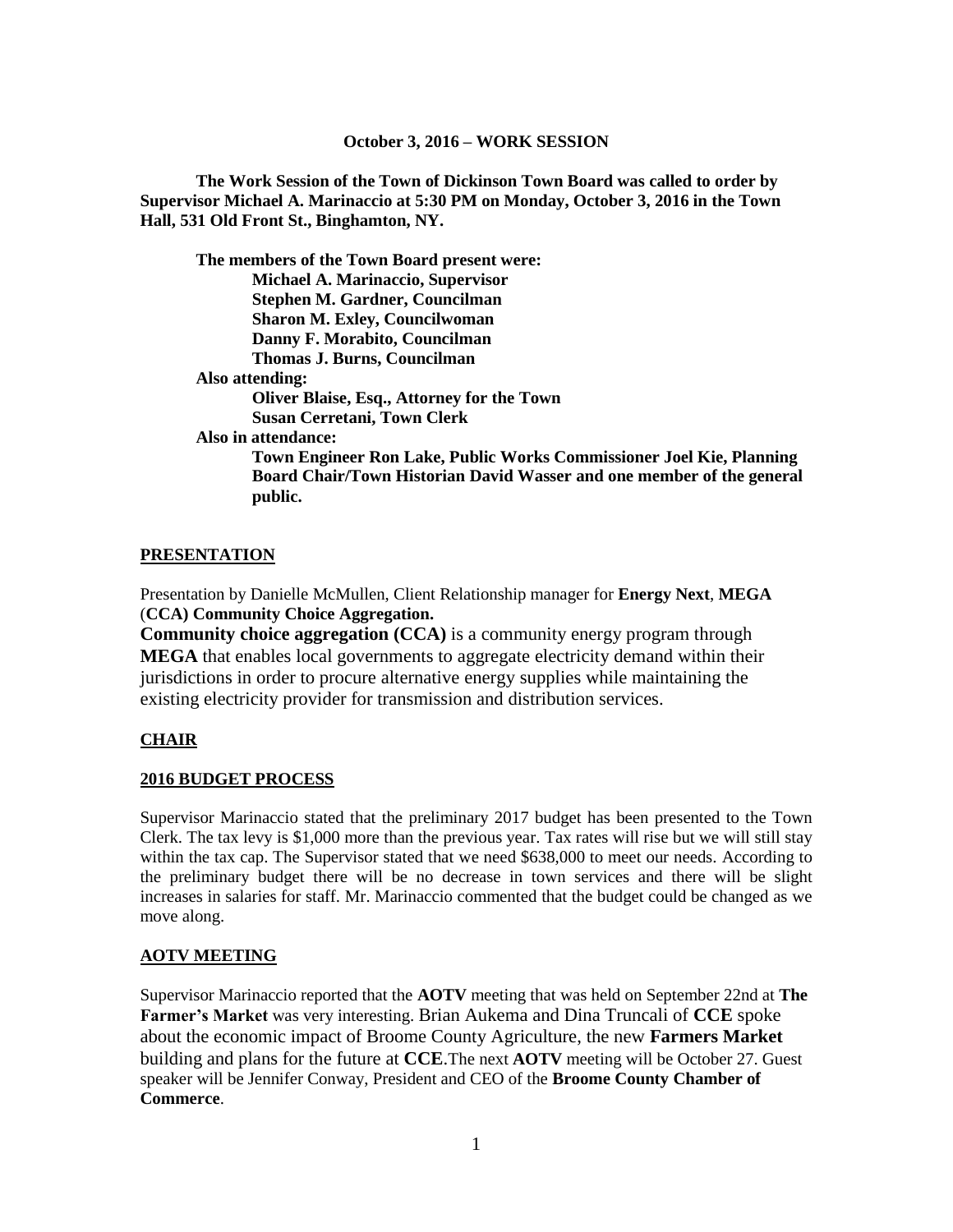**October 3, 2016 – WORK SESSION**

**The Work Session of the Town of Dickinson Town Board was called to order by Supervisor Michael A. Marinaccio at 5:30 PM on Monday, October 3, 2016 in the Town Hall, 531 Old Front St., Binghamton, NY.**

**The members of the Town Board present were:**
**Michael A. Marinaccio, Supervisor**
**Stephen M. Gardner, Councilman**
**Sharon M. Exley, Councilwoman**
**Danny F. Morabito, Councilman**
**Thomas J. Burns, Councilman**

**Also attending:**
**Oliver Blaise, Esq., Attorney for the Town**
**Susan Cerretani, Town Clerk**

**Also in attendance:**
**Town Engineer Ron Lake, Public Works Commissioner Joel Kie, Planning Board Chair/Town Historian David Wasser and one member of the general public.**

## PRESENTATION

Presentation by Danielle McMullen, Client Relationship manager for **Energy Next**, **MEGA** (**CCA) Community Choice Aggregation.**

**Community choice aggregation (CCA)** is a community energy program through **MEGA** that enables local governments to aggregate electricity demand within their jurisdictions in order to procure alternative energy supplies while maintaining the existing electricity provider for transmission and distribution services.

## CHAIR

## 2016 BUDGET PROCESS

Supervisor Marinaccio stated that the preliminary 2017 budget has been presented to the Town Clerk. The tax levy is $1,000 more than the previous year. Tax rates will rise but we will still stay within the tax cap. The Supervisor stated that we need $638,000 to meet our needs. According to the preliminary budget there will be no decrease in town services and there will be slight increases in salaries for staff. Mr. Marinaccio commented that the budget could be changed as we move along.

## AOTV MEETING

Supervisor Marinaccio reported that the **AOTV** meeting that was held on September 22nd at **The Farmer's Market** was very interesting. Brian Aukema and Dina Truncali of **CCE** spoke about the economic impact of Broome County Agriculture, the new **Farmers Market** building and plans for the future at **CCE**.The next **AOTV** meeting will be October 27. Guest speaker will be Jennifer Conway, President and CEO of the **Broome County Chamber of Commerce**.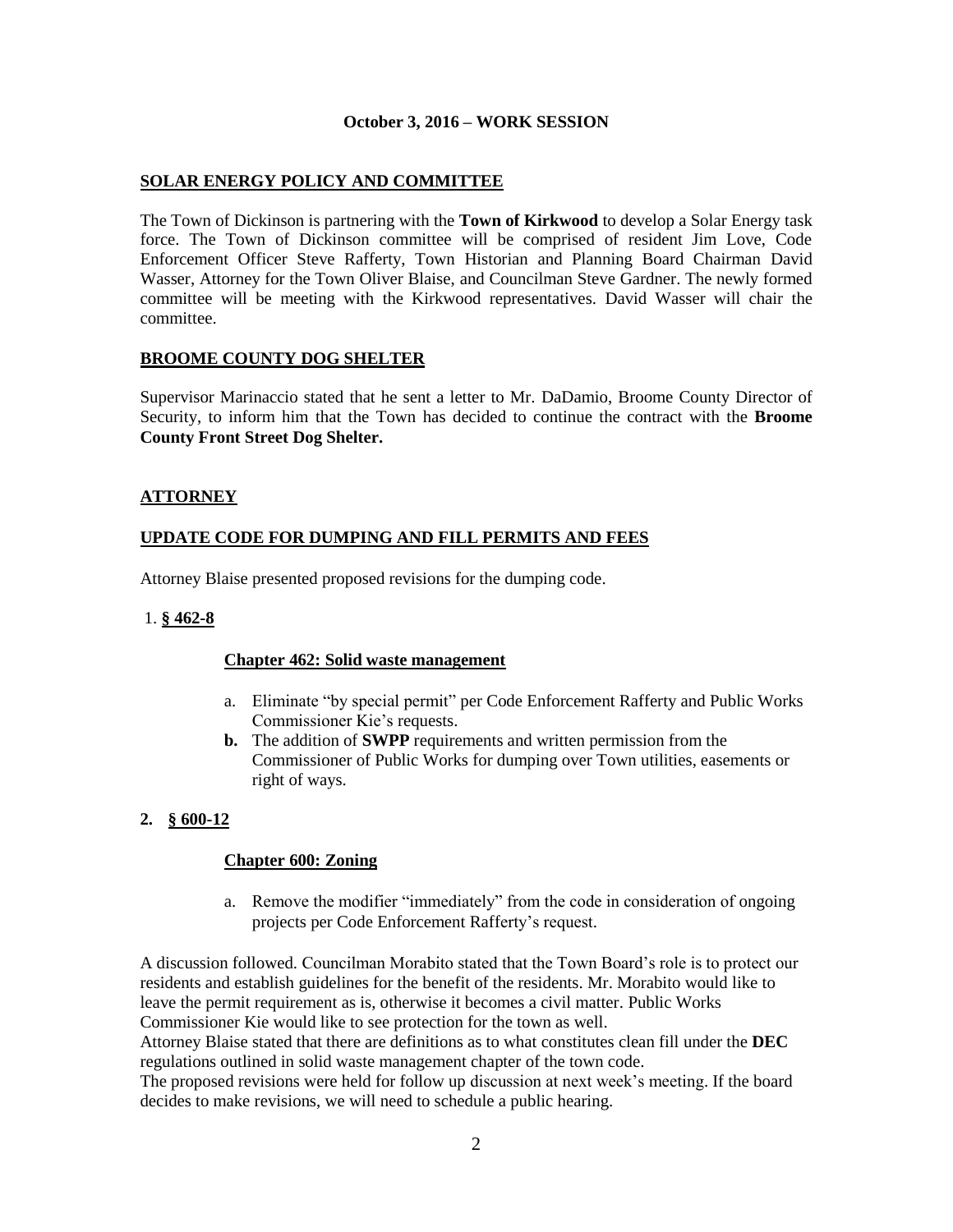**October 3, 2016 – WORK SESSION**

## SOLAR ENERGY POLICY AND COMMITTEE

The Town of Dickinson is partnering with the **Town of Kirkwood** to develop a Solar Energy task force. The Town of Dickinson committee will be comprised of resident Jim Love, Code Enforcement Officer Steve Rafferty, Town Historian and Planning Board Chairman David Wasser, Attorney for the Town Oliver Blaise, and Councilman Steve Gardner. The newly formed committee will be meeting with the Kirkwood representatives. David Wasser will chair the committee.

## BROOME COUNTY DOG SHELTER

Supervisor Marinaccio stated that he sent a letter to Mr. DaDamio, Broome County Director of Security, to inform him that the Town has decided to continue the contract with the **Broome County Front Street Dog Shelter.**

## ATTORNEY

## UPDATE CODE FOR DUMPING AND FILL PERMITS AND FEES

Attorney Blaise presented proposed revisions for the dumping code.

1. **§ 462-8**

   **Chapter 462: Solid waste management**

   a. Eliminate "by special permit" per Code Enforcement Rafferty and Public Works Commissioner Kie's requests.
   **b.** The addition of **SWPP** requirements and written permission from the Commissioner of Public Works for dumping over Town utilities, easements or right of ways.

2. **§ 600-12**

   **Chapter 600: Zoning**

   a. Remove the modifier "immediately" from the code in consideration of ongoing projects per Code Enforcement Rafferty's request.

A discussion followed. Councilman Morabito stated that the Town Board's role is to protect our residents and establish guidelines for the benefit of the residents. Mr. Morabito would like to leave the permit requirement as is, otherwise it becomes a civil matter. Public Works Commissioner Kie would like to see protection for the town as well.
Attorney Blaise stated that there are definitions as to what constitutes clean fill under the **DEC** regulations outlined in solid waste management chapter of the town code.
The proposed revisions were held for follow up discussion at next week's meeting. If the board decides to make revisions, we will need to schedule a public hearing.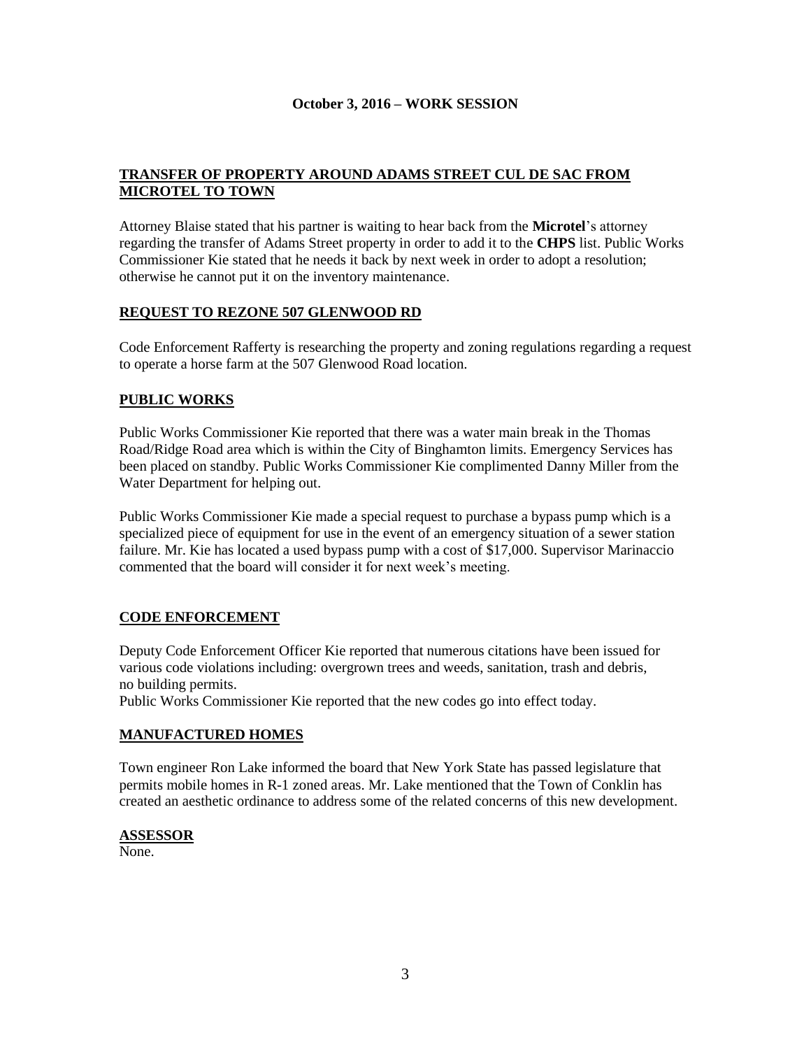**October 3, 2016 – WORK SESSION**

## TRANSFER OF PROPERTY AROUND ADAMS STREET CUL DE SAC FROM MICROTEL TO TOWN

Attorney Blaise stated that his partner is waiting to hear back from the **Microtel**'s attorney regarding the transfer of Adams Street property in order to add it to the **CHPS** list. Public Works Commissioner Kie stated that he needs it back by next week in order to adopt a resolution; otherwise he cannot put it on the inventory maintenance.

## REQUEST TO REZONE 507 GLENWOOD RD

Code Enforcement Rafferty is researching the property and zoning regulations regarding a request to operate a horse farm at the 507 Glenwood Road location.

## PUBLIC WORKS

Public Works Commissioner Kie reported that there was a water main break in the Thomas Road/Ridge Road area which is within the City of Binghamton limits. Emergency Services has been placed on standby. Public Works Commissioner Kie complimented Danny Miller from the Water Department for helping out.

Public Works Commissioner Kie made a special request to purchase a bypass pump which is a specialized piece of equipment for use in the event of an emergency situation of a sewer station failure. Mr. Kie has located a used bypass pump with a cost of $17,000. Supervisor Marinaccio commented that the board will consider it for next week's meeting.

## CODE ENFORCEMENT

Deputy Code Enforcement Officer Kie reported that numerous citations have been issued for various code violations including: overgrown trees and weeds, sanitation, trash and debris, no building permits.

Public Works Commissioner Kie reported that the new codes go into effect today.

## MANUFACTURED HOMES

Town engineer Ron Lake informed the board that New York State has passed legislature that permits mobile homes in R-1 zoned areas. Mr. Lake mentioned that the Town of Conklin has created an aesthetic ordinance to address some of the related concerns of this new development.

## ASSESSOR

None.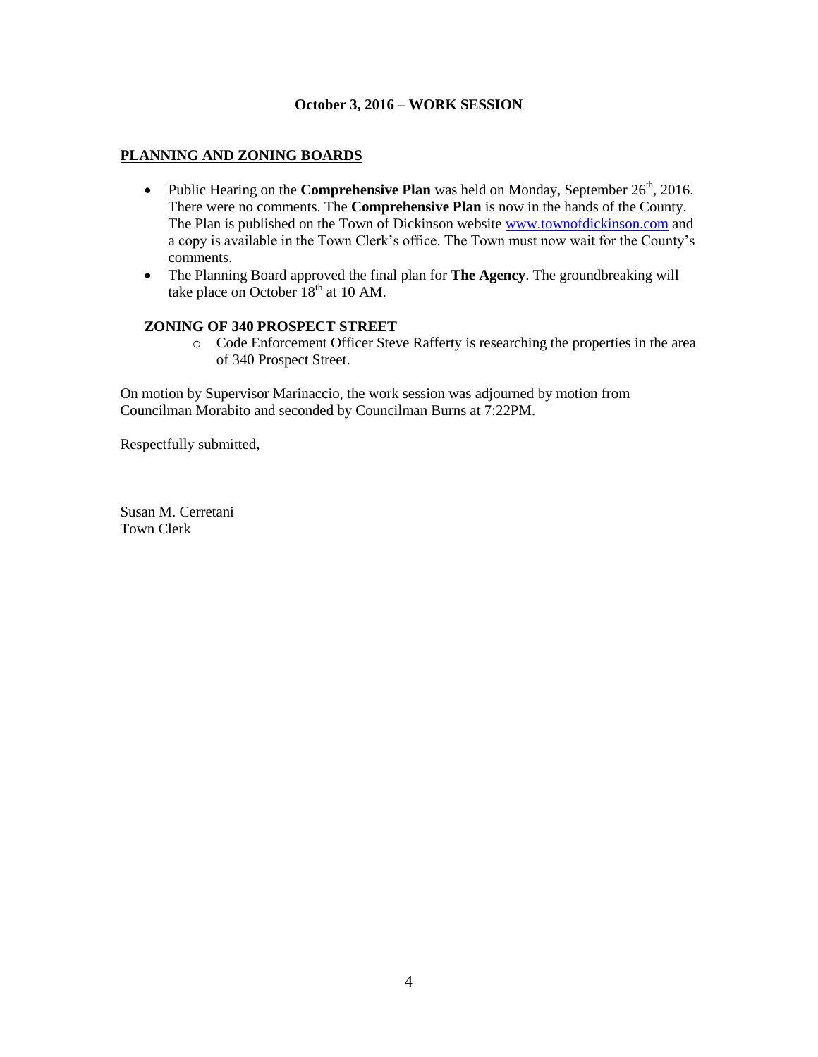**October 3, 2016 – WORK SESSION**

## PLANNING AND ZONING BOARDS

- Public Hearing on the **Comprehensive Plan** was held on Monday, September 26th, 2016. There were no comments. The **Comprehensive Plan** is now in the hands of the County. The Plan is published on the Town of Dickinson website www.townofdickinson.com and a copy is available in the Town Clerk's office. The Town must now wait for the County's comments.
- The Planning Board approved the final plan for **The Agency**. The groundbreaking will take place on October 18th at 10 AM.

### ZONING OF 340 PROSPECT STREET

- Code Enforcement Officer Steve Rafferty is researching the properties in the area of 340 Prospect Street.

On motion by Supervisor Marinaccio, the work session was adjourned by motion from Councilman Morabito and seconded by Councilman Burns at 7:22PM.

Respectfully submitted,

Susan M. Cerretani
Town Clerk